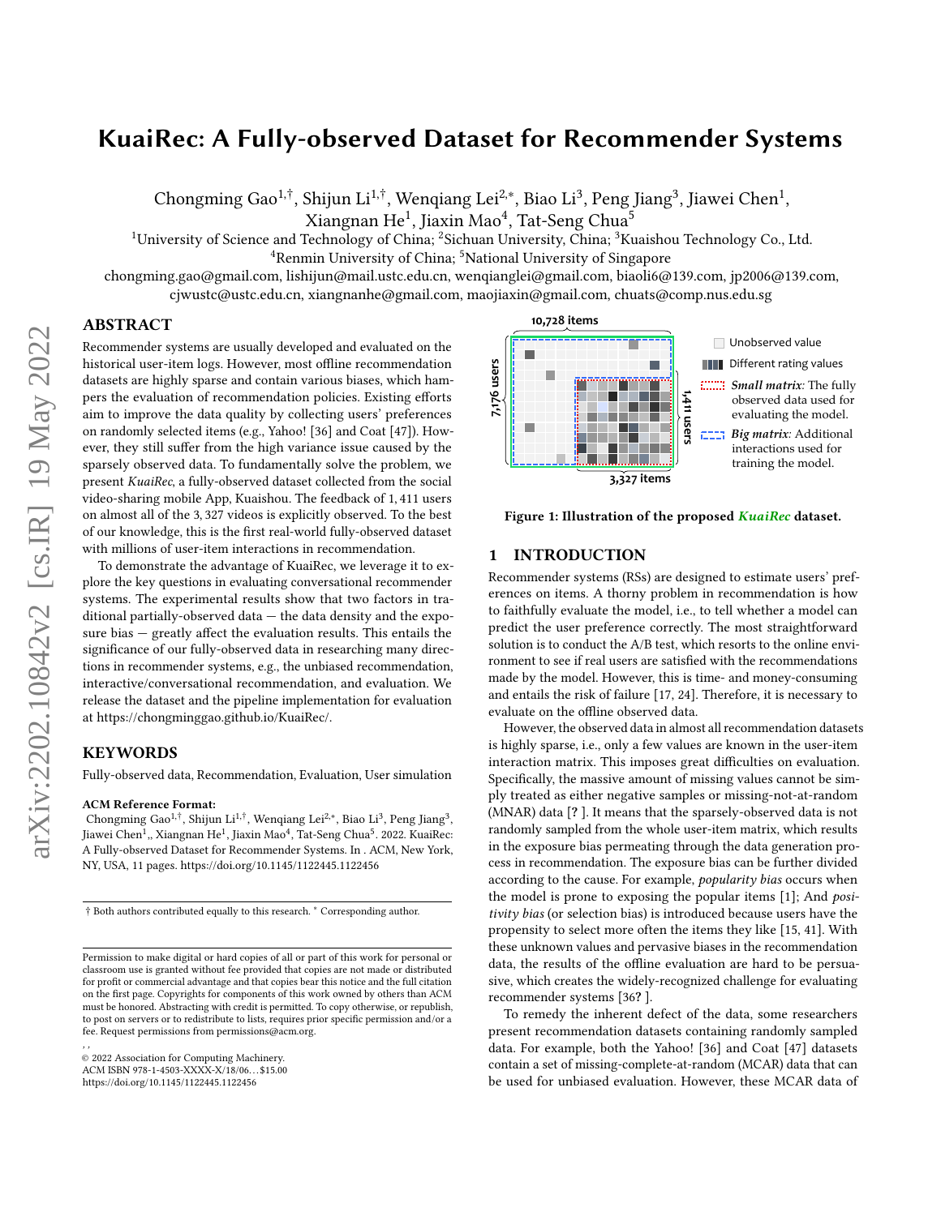# KuaiRec: A Fully-observed Dataset for Recommender Systems

Chongming Gao[1,†], Shijun Li[1,†], Wenqiang Lei[2,*], Biao Li[3], Peng Jiang[3], Jiawei Chen[1], Xiangnan He[1], Jiaxin Mao[4], Tat-Seng Chua[5]

[1]University of Science and Technology of China; [2]Sichuan University, China; [3]Kuaishou Technology Co., Ltd. [4]Renmin University of China; [5]National University of Singapore

chongming.gao@gmail.com, lishijun@mail.ustc.edu.cn, wenqianglei@gmail.com, biaoli6@139.com, jp2006@139.com, cjwustc@ustc.edu.cn, xiangnanhe@gmail.com, maojiaxin@gmail.com, chuats@comp.nus.edu.sg

## ABSTRACT

Recommender systems are usually developed and evaluated on the historical user-item logs. However, most offline recommendation datasets are highly sparse and contain various biases, which hampers the evaluation of recommendation policies. Existing efforts aim to improve the data quality by collecting users' preferences on randomly selected items (e.g., Yahoo! [36] and Coat [47]). However, they still suffer from the high variance issue caused by the sparsely observed data. To fundamentally solve the problem, we present *KuaiRec*, a fully-observed dataset collected from the social video-sharing mobile App, Kuaishou. The feedback of 1,411 users on almost all of the 3,327 videos is explicitly observed. To the best of our knowledge, this is the first real-world fully-observed dataset with millions of user-item interactions in recommendation.

To demonstrate the advantage of KuaiRec, we leverage it to explore the key questions in evaluating conversational recommender systems. The experimental results show that two factors in traditional partially-observed data — the data density and the exposure bias — greatly affect the evaluation results. This entails the significance of our fully-observed data in researching many directions in recommender systems, e.g., the unbiased recommendation, interactive/conversational recommendation, and evaluation. We release the dataset and the pipeline implementation for evaluation at https://chongminggao.github.io/KuaiRec/.

## KEYWORDS

Fully-observed data, Recommendation, Evaluation, User simulation

**ACM Reference Format:**

Chongming Gao[1,†], Shijun Li[1,†], Wenqiang Lei[2,*], Biao Li[3], Peng Jiang[3], Jiawei Chen[1],, Xiangnan He[1], Jiaxin Mao[4], Tat-Seng Chua[5]. 2022. KuaiRec: A Fully-observed Dataset for Recommender Systems. In . ACM, New York, NY, USA, 11 pages. https://doi.org/10.1145/1122445.1122456

† Both authors contributed equally to this research. * Corresponding author.

Permission to make digital or hard copies of all or part of this work for personal or classroom use is granted without fee provided that copies are not made or distributed for profit or commercial advantage and that copies bear this notice and the full citation on the first page. Copyrights for components of this work owned by others than ACM must be honored. Abstracting with credit is permitted. To copy otherwise, or republish, to post on servers or to redistribute to lists, requires prior specific permission and/or a fee. Request permissions from permissions@acm.org.

, ,

© 2022 Association for Computing Machinery.
ACM ISBN 978-1-4503-XXXX-X/18/06...$15.00
https://doi.org/10.1145/1122445.1122456

10,728 items; 7,176 users; 1,411 users; 3,327 items. Unobserved value. Different rating values. *Small matrix*: The fully observed data used for evaluating the model. *Big matrix*: Additional interactions used for training the model.

**Figure 1: Illustration of the proposed *KuaiRec* dataset.**

## 1 INTRODUCTION

Recommender systems (RSs) are designed to estimate users' preferences on items. A thorny problem in recommendation is how to faithfully evaluate the model, i.e., to tell whether a model can predict the user preference correctly. The most straightforward solution is to conduct the A/B test, which resorts to the online environment to see if real users are satisfied with the recommendations made by the model. However, this is time- and money-consuming and entails the risk of failure [17, 24]. Therefore, it is necessary to evaluate on the offline observed data.

However, the observed data in almost all recommendation datasets is highly sparse, i.e., only a few values are known in the user-item interaction matrix. This imposes great difficulties on evaluation. Specifically, the massive amount of missing values cannot be simply treated as either negative samples or missing-not-at-random (MNAR) data [? ]. It means that the sparsely-observed data is not randomly sampled from the whole user-item matrix, which results in the exposure bias permeating through the data generation process in recommendation. The exposure bias can be further divided according to the cause. For example, *popularity bias* occurs when the model is prone to exposing the popular items [1]; And *positivity bias* (or selection bias) is introduced because users have the propensity to select more often the items they like [15, 41]. With these unknown values and pervasive biases in the recommendation data, the results of the offline evaluation are hard to be persuasive, which creates the widely-recognized challenge for evaluating recommender systems [36? ].

To remedy the inherent defect of the data, some researchers present recommendation datasets containing randomly sampled data. For example, both the Yahoo! [36] and Coat [47] datasets contain a set of missing-complete-at-random (MCAR) data that can be used for unbiased evaluation. However, these MCAR data of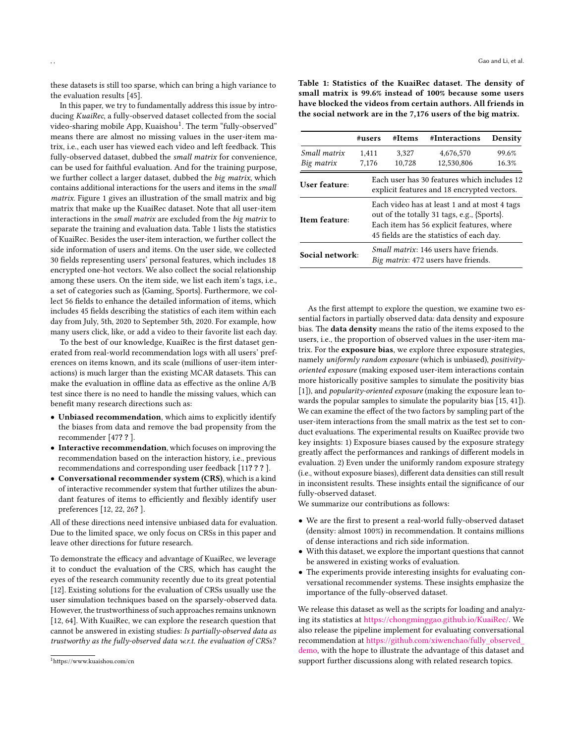these datasets is still too sparse, which can bring a high variance to the evaluation results [45].

In this paper, we try to fundamentally address this issue by introducing *KuaiRec*, a fully-observed dataset collected from the social video-sharing mobile App, Kuaishou[1]. The term "fully-observed" means there are almost no missing values in the user-item matrix, i.e., each user has viewed each video and left feedback. This fully-observed dataset, dubbed the *small matrix* for convenience, can be used for faithful evaluation. And for the training purpose, we further collect a larger dataset, dubbed the *big matrix*, which contains additional interactions for the users and items in the *small matrix*. Figure 1 gives an illustration of the small matrix and big matrix that make up the KuaiRec dataset. Note that all user-item interactions in the *small matrix* are excluded from the *big matrix* to separate the training and evaluation data. Table 1 lists the statistics of KuaiRec. Besides the user-item interaction, we further collect the side information of users and items. On the user side, we collected 30 fields representing users' personal features, which includes 18 encrypted one-hot vectors. We also collect the social relationship among these users. On the item side, we list each item's tags, i.e., a set of categories such as {Gaming, Sports}. Furthermore, we collect 56 fields to enhance the detailed information of items, which includes 45 fields describing the statistics of each item within each day from July, 5th, 2020 to September 5th, 2020. For example, how many users click, like, or add a video to their favorite list each day.

To the best of our knowledge, KuaiRec is the first dataset generated from real-world recommendation logs with all users' preferences on items known, and its scale (millions of user-item interactions) is much larger than the existing MCAR datasets. This can make the evaluation in offline data as effective as the online A/B test since there is no need to handle the missing values, which can benefit many research directions such as:

- **Unbiased recommendation**, which aims to explicitly identify the biases from data and remove the bad propensity from the recommender [47? ? ].
- **Interactive recommendation**, which focuses on improving the recommendation based on the interaction history, i.e., previous recommendations and corresponding user feedback [11? ? ? ].
- **Conversational recommender system (CRS)**, which is a kind of interactive recommender system that further utilizes the abundant features of items to efficiently and flexibly identify user preferences [12, 22, 26? ].

All of these directions need intensive unbiased data for evaluation. Due to the limited space, we only focus on CRSs in this paper and leave other directions for future research.

To demonstrate the efficacy and advantage of KuaiRec, we leverage it to conduct the evaluation of the CRS, which has caught the eyes of the research community recently due to its great potential [12]. Existing solutions for the evaluation of CRSs usually use the user simulation techniques based on the sparsely-observed data. However, the trustworthiness of such approaches remains unknown [12, 64]. With KuaiRec, we can explore the research question that cannot be answered in existing studies: *Is partially-observed data as trustworthy as the fully-observed data w.r.t. the evaluation of CRSs?*

[1] https://www.kuaishou.com/cn

**Table 1: Statistics of the KuaiRec dataset. The density of small matrix is 99.6% instead of 100% because some users have blocked the videos from certain authors. All friends in the social network are in the 7,176 users of the big matrix.**

| | #users | #Items | #Interactions | Density |
|---|---|---|---|---|
| *Small matrix* | 1,411 | 3,327 | 4,676,570 | 99.6% |
| *Big matrix* | 7,176 | 10,728 | 12,530,806 | 16.3% |
| **User feature**: | Each user has 30 features which includes 12 explicit features and 18 encrypted vectors. | | | |
| **Item feature**: | Each video has at least 1 and at most 4 tags out of the totally 31 tags, e.g., {Sports}. Each item has 56 explicit features, where 45 fields are the statistics of each day. | | | |
| **Social network**: | *Small matrix*: 146 users have friends. *Big matrix*: 472 users have friends. | | | |

As the first attempt to explore the question, we examine two essential factors in partially observed data: data density and exposure bias. The **data density** means the ratio of the items exposed to the users, i.e., the proportion of observed values in the user-item matrix. For the **exposure bias**, we explore three exposure strategies, namely *uniformly random exposure* (which is unbiased), *positivity-oriented exposure* (making exposed user-item interactions contain more historically positive samples to simulate the positivity bias [1]), and *popularity-oriented exposure* (making the exposure lean towards the popular samples to simulate the popularity bias [15, 41]). We can examine the effect of the two factors by sampling part of the user-item interactions from the small matrix as the test set to conduct evaluations. The experimental results on KuaiRec provide two key insights: 1) Exposure biases caused by the exposure strategy greatly affect the performances and rankings of different models in evaluation. 2) Even under the uniformly random exposure strategy (i.e., without exposure biases), different data densities can still result in inconsistent results. These insights entail the significance of our fully-observed dataset.

We summarize our contributions as follows:

- We are the first to present a real-world fully-observed dataset (density: almost 100%) in recommendation. It contains millions of dense interactions and rich side information.
- With this dataset, we explore the important questions that cannot be answered in existing works of evaluation.
- The experiments provide interesting insights for evaluating conversational recommender systems. These insights emphasize the importance of the fully-observed dataset.

We release this dataset as well as the scripts for loading and analyzing its statistics at https://chongminggao.github.io/KuaiRec/. We also release the pipeline implement for evaluating conversational recommendation at https://github.com/xiwenchao/fully_observed_demo, with the hope to illustrate the advantage of this dataset and support further discussions along with related research topics.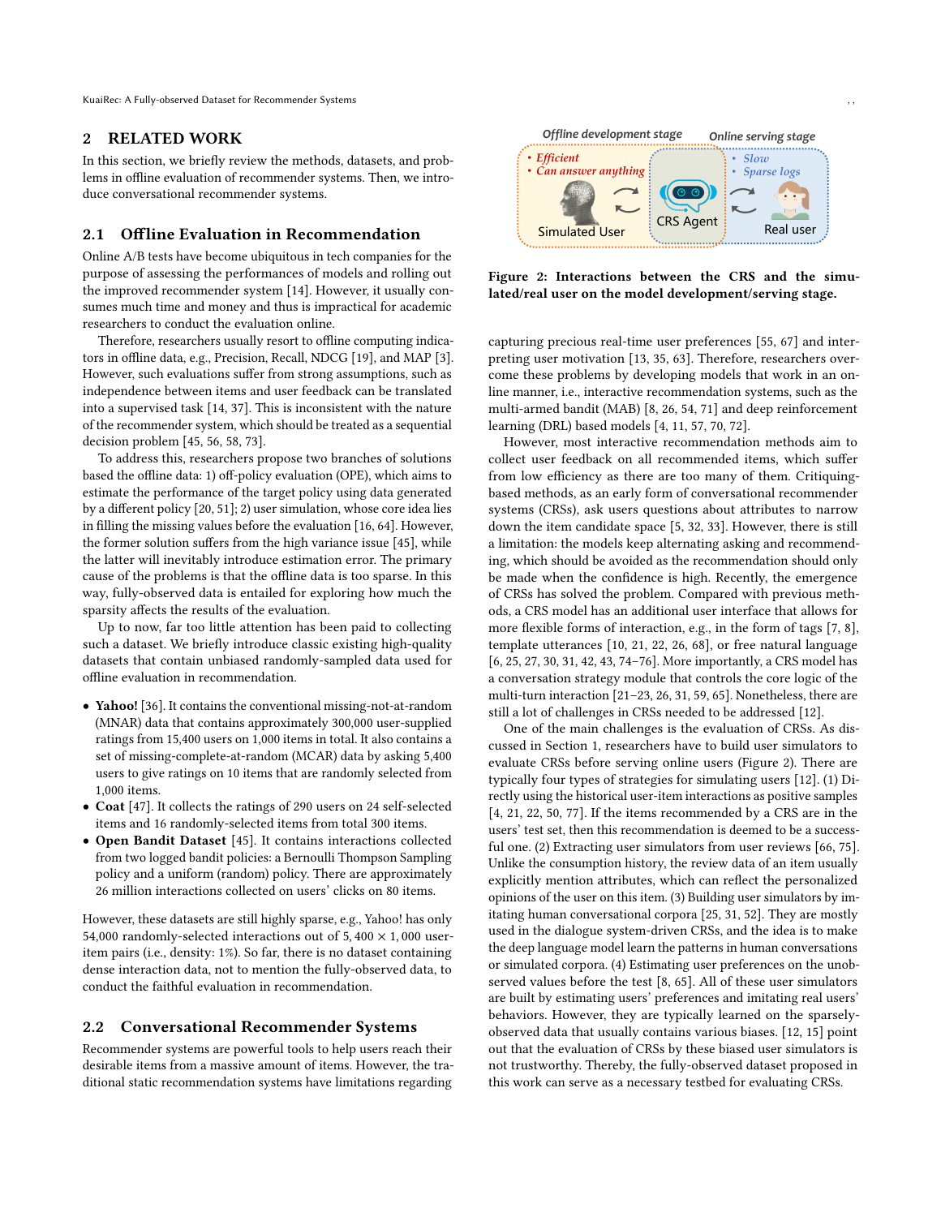## 2 RELATED WORK

In this section, we briefly review the methods, datasets, and problems in offline evaluation of recommender systems. Then, we introduce conversational recommender systems.

### 2.1 Offline Evaluation in Recommendation

Online A/B tests have become ubiquitous in tech companies for the purpose of assessing the performances of models and rolling out the improved recommender system [14]. However, it usually consumes much time and money and thus is impractical for academic researchers to conduct the evaluation online.

Therefore, researchers usually resort to offline computing indicators in offline data, e.g., Precision, Recall, NDCG [19], and MAP [3]. However, such evaluations suffer from strong assumptions, such as independence between items and user feedback can be translated into a supervised task [14, 37]. This is inconsistent with the nature of the recommender system, which should be treated as a sequential decision problem [45, 56, 58, 73].

To address this, researchers propose two branches of solutions based the offline data: 1) off-policy evaluation (OPE), which aims to estimate the performance of the target policy using data generated by a different policy [20, 51]; 2) user simulation, whose core idea lies in filling the missing values before the evaluation [16, 64]. However, the former solution suffers from the high variance issue [45], while the latter will inevitably introduce estimation error. The primary cause of the problems is that the offline data is too sparse. In this way, fully-observed data is entailed for exploring how much the sparsity affects the results of the evaluation.

Up to now, far too little attention has been paid to collecting such a dataset. We briefly introduce classic existing high-quality datasets that contain unbiased randomly-sampled data used for offline evaluation in recommendation.

- **Yahoo!** [36]. It contains the conventional missing-not-at-random (MNAR) data that contains approximately 300,000 user-supplied ratings from 15,400 users on 1,000 items in total. It also contains a set of missing-complete-at-random (MCAR) data by asking 5,400 users to give ratings on 10 items that are randomly selected from 1,000 items.
- **Coat** [47]. It collects the ratings of 290 users on 24 self-selected items and 16 randomly-selected items from total 300 items.
- **Open Bandit Dataset** [45]. It contains interactions collected from two logged bandit policies: a Bernoulli Thompson Sampling policy and a uniform (random) policy. There are approximately 26 million interactions collected on users' clicks on 80 items.

However, these datasets are still highly sparse, e.g., Yahoo! has only 54,000 randomly-selected interactions out of $5,400 \times 1,000$ user-item pairs (i.e., density: 1%). So far, there is no dataset containing dense interaction data, not to mention the fully-observed data, to conduct the faithful evaluation in recommendation.

### 2.2 Conversational Recommender Systems

Recommender systems are powerful tools to help users reach their desirable items from a massive amount of items. However, the traditional static recommendation systems have limitations regarding capturing precious real-time user preferences [55, 67] and interpreting user motivation [13, 35, 63]. Therefore, researchers overcome these problems by developing models that work in an online manner, i.e., interactive recommendation systems, such as the multi-armed bandit (MAB) [8, 26, 54, 71] and deep reinforcement learning (DRL) based models [4, 11, 57, 70, 72].

Offline development stage | Online serving stage

- *Efficient*
- *Can answer anything*

Simulated User | CRS Agent | Real user

- *Slow*
- *Sparse logs*

**Figure 2: Interactions between the CRS and the simulated/real user on the model development/serving stage.**

However, most interactive recommendation methods aim to collect user feedback on all recommended items, which suffer from low efficiency as there are too many of them. Critiquing-based methods, as an early form of conversational recommender systems (CRSs), ask users questions about attributes to narrow down the item candidate space [5, 32, 33]. However, there is still a limitation: the models keep alternating asking and recommending, which should be avoided as the recommendation should only be made when the confidence is high. Recently, the emergence of CRSs has solved the problem. Compared with previous methods, a CRS model has an additional user interface that allows for more flexible forms of interaction, e.g., in the form of tags [7, 8], template utterances [10, 21, 22, 26, 68], or free natural language [6, 25, 27, 30, 31, 42, 43, 74–76]. More importantly, a CRS model has a conversation strategy module that controls the core logic of the multi-turn interaction [21–23, 26, 31, 59, 65]. Nonetheless, there are still a lot of challenges in CRSs needed to be addressed [12].

One of the main challenges is the evaluation of CRSs. As discussed in Section 1, researchers have to build user simulators to evaluate CRSs before serving online users (Figure 2). There are typically four types of strategies for simulating users [12]. (1) Directly using the historical user-item interactions as positive samples [4, 21, 22, 50, 77]. If the items recommended by a CRS are in the users' test set, then this recommendation is deemed to be a successful one. (2) Extracting user simulators from user reviews [66, 75]. Unlike the consumption history, the review data of an item usually explicitly mention attributes, which can reflect the personalized opinions of the user on this item. (3) Building user simulators by imitating human conversational corpora [25, 31, 52]. They are mostly used in the dialogue system-driven CRSs, and the idea is to make the deep language model learn the patterns in human conversations or simulated corpora. (4) Estimating user preferences on the unobserved values before the test [8, 65]. All of these user simulators are built by estimating users' preferences and imitating real users' behaviors. However, they are typically learned on the sparsely-observed data that usually contains various biases. [12, 15] point out that the evaluation of CRSs by these biased user simulators is not trustworthy. Thereby, the fully-observed dataset proposed in this work can serve as a necessary testbed for evaluating CRSs.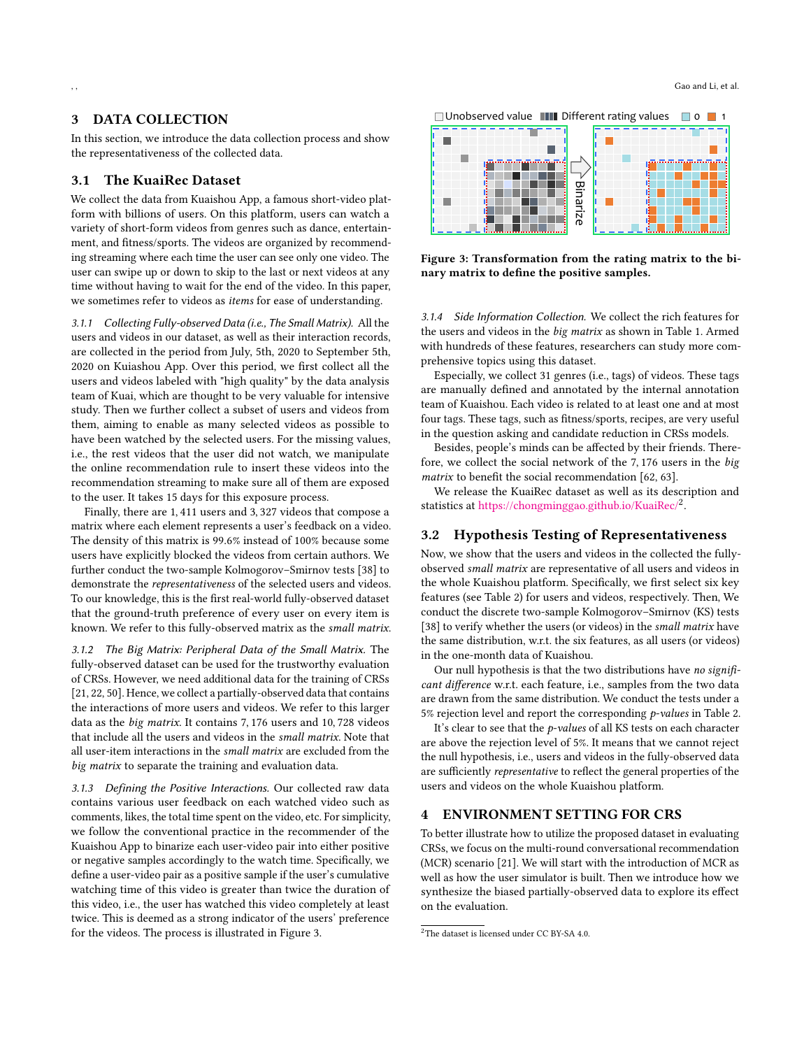## 3 DATA COLLECTION

In this section, we introduce the data collection process and show the representativeness of the collected data.

### 3.1 The KuaiRec Dataset

We collect the data from Kuaishou App, a famous short-video platform with billions of users. On this platform, users can watch a variety of short-form videos from genres such as dance, entertainment, and fitness/sports. The videos are organized by recommending streaming where each time the user can see only one video. The user can swipe up or down to skip to the last or next videos at any time without having to wait for the end of the video. In this paper, we sometimes refer to videos as *items* for ease of understanding.

*3.1.1 Collecting Fully-observed Data (i.e., The Small Matrix).* All the users and videos in our dataset, as well as their interaction records, are collected in the period from July, 5th, 2020 to September 5th, 2020 on Kuiashou App. Over this period, we first collect all the users and videos labeled with "high quality" by the data analysis team of Kuai, which are thought to be very valuable for intensive study. Then we further collect a subset of users and videos from them, aiming to enable as many selected videos as possible to have been watched by the selected users. For the missing values, i.e., the rest videos that the user did not watch, we manipulate the online recommendation rule to insert these videos into the recommendation streaming to make sure all of them are exposed to the user. It takes 15 days for this exposure process.

Finally, there are 1,411 users and 3,327 videos that compose a matrix where each element represents a user's feedback on a video. The density of this matrix is 99.6% instead of 100% because some users have explicitly blocked the videos from certain authors. We further conduct the two-sample Kolmogorov–Smirnov tests [38] to demonstrate the *representativeness* of the selected users and videos. To our knowledge, this is the first real-world fully-observed dataset that the ground-truth preference of every user on every item is known. We refer to this fully-observed matrix as the *small matrix*.

*3.1.2 The Big Matrix: Peripheral Data of the Small Matrix.* The fully-observed dataset can be used for the trustworthy evaluation of CRSs. However, we need additional data for the training of CRSs [21, 22, 50]. Hence, we collect a partially-observed data that contains the interactions of more users and videos. We refer to this larger data as the *big matrix*. It contains 7,176 users and 10,728 videos that include all the users and videos in the *small matrix*. Note that all user-item interactions in the *small matrix* are excluded from the *big matrix* to separate the training and evaluation data.

*3.1.3 Defining the Positive Interactions.* Our collected raw data contains various user feedback on each watched video such as comments, likes, the total time spent on the video, etc. For simplicity, we follow the conventional practice in the recommender of the Kuaishou App to binarize each user-video pair into either positive or negative samples accordingly to the watch time. Specifically, we define a user-video pair as a positive sample if the user's cumulative watching time of this video is greater than twice the duration of this video, i.e., the user has watched this video completely at least twice. This is deemed as a strong indicator of the users' preference for the videos. The process is illustrated in Figure 3.

**Figure 3: Transformation from the rating matrix to the binary matrix to define the positive samples.**

*3.1.4 Side Information Collection.* We collect the rich features for the users and videos in the *big matrix* as shown in Table 1. Armed with hundreds of these features, researchers can study more comprehensive topics using this dataset.

Especially, we collect 31 genres (i.e., tags) of videos. These tags are manually defined and annotated by the internal annotation team of Kuaishou. Each video is related to at least one and at most four tags. These tags, such as fitness/sports, recipes, are very useful in the question asking and candidate reduction in CRSs models.

Besides, people's minds can be affected by their friends. Therefore, we collect the social network of the 7,176 users in the *big matrix* to benefit the social recommendation [62, 63].

We release the KuaiRec dataset as well as its description and statistics at https://chongminggao.github.io/KuaiRec/[2].

### 3.2 Hypothesis Testing of Representativeness

Now, we show that the users and videos in the collected the fully-observed *small matrix* are representative of all users and videos in the whole Kuaishou platform. Specifically, we first select six key features (see Table 2) for users and videos, respectively. Then, We conduct the discrete two-sample Kolmogorov–Smirnov (KS) tests [38] to verify whether the users (or videos) in the *small matrix* have the same distribution, w.r.t. the six features, as all users (or videos) in the one-month data of Kuaishou.

Our null hypothesis is that the two distributions have *no significant difference* w.r.t. each feature, i.e., samples from the two data are drawn from the same distribution. We conduct the tests under a 5% rejection level and report the corresponding *p-values* in Table 2.

It's clear to see that the *p-values* of all KS tests on each character are above the rejection level of 5%. It means that we cannot reject the null hypothesis, i.e., users and videos in the fully-observed data are sufficiently *representative* to reflect the general properties of the users and videos on the whole Kuaishou platform.

## 4 ENVIRONMENT SETTING FOR CRS

To better illustrate how to utilize the proposed dataset in evaluating CRSs, we focus on the multi-round conversational recommendation (MCR) scenario [21]. We will start with the introduction of MCR as well as how the user simulator is built. Then we introduce how we synthesize the biased partially-observed data to explore its effect on the evaluation.

[2] The dataset is licensed under CC BY-SA 4.0.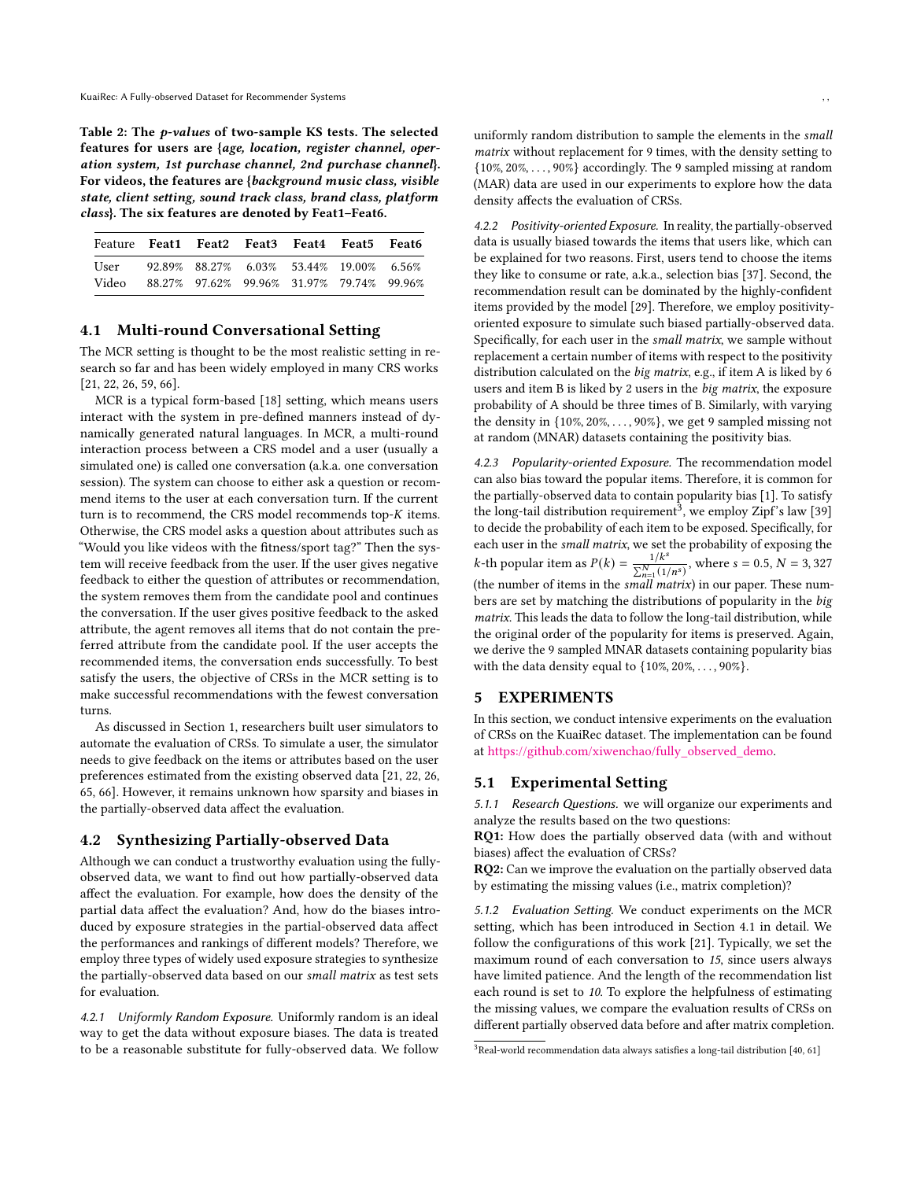**Table 2: The *p-values* of two-sample KS tests. The selected features for users are {*age, location, register channel, operation system, 1st purchase channel, 2nd purchase channel*}. For videos, the features are {*background music class, visible state, client setting, sound track class, brand class, platform class*}. The six features are denoted by Feat1–Feat6.**

| Feature | Feat1 | Feat2 | Feat3 | Feat4 | Feat5 | Feat6 |
|---|---|---|---|---|---|---|
| User | 92.89% | 88.27% | 6.03% | 53.44% | 19.00% | 6.56% |
| Video | 88.27% | 97.62% | 99.96% | 31.97% | 79.74% | 99.96% |

## 4.1 Multi-round Conversational Setting

The MCR setting is thought to be the most realistic setting in research so far and has been widely employed in many CRS works [21, 22, 26, 59, 66].

MCR is a typical form-based [18] setting, which means users interact with the system in pre-defined manners instead of dynamically generated natural languages. In MCR, a multi-round interaction process between a CRS model and a user (usually a simulated one) is called one conversation (a.k.a. one conversation session). The system can choose to either ask a question or recommend items to the user at each conversation turn. If the current turn is to recommend, the CRS model recommends top-$K$ items. Otherwise, the CRS model asks a question about attributes such as "Would you like videos with the fitness/sport tag?" Then the system will receive feedback from the user. If the user gives negative feedback to either the question of attributes or recommendation, the system removes them from the candidate pool and continues the conversation. If the user gives positive feedback to the asked attribute, the agent removes all items that do not contain the preferred attribute from the candidate pool. If the user accepts the recommended items, the conversation ends successfully. To best satisfy the users, the objective of CRSs in the MCR setting is to make successful recommendations with the fewest conversation turns.

As discussed in Section 1, researchers built user simulators to automate the evaluation of CRSs. To simulate a user, the simulator needs to give feedback on the items or attributes based on the user preferences estimated from the existing observed data [21, 22, 26, 65, 66]. However, it remains unknown how sparsity and biases in the partially-observed data affect the evaluation.

## 4.2 Synthesizing Partially-observed Data

Although we can conduct a trustworthy evaluation using the fully-observed data, we want to find out how partially-observed data affect the evaluation. For example, how does the density of the partial data affect the evaluation? And, how do the biases introduced by exposure strategies in the partial-observed data affect the performances and rankings of different models? Therefore, we employ three types of widely used exposure strategies to synthesize the partially-observed data based on our *small matrix* as test sets for evaluation.

*4.2.1 Uniformly Random Exposure.* Uniformly random is an ideal way to get the data without exposure biases. The data is treated to be a reasonable substitute for fully-observed data. We follow uniformly random distribution to sample the elements in the *small matrix* without replacement for 9 times, with the density setting to $\{10\%, 20\%, \ldots, 90\%\}$ accordingly. The 9 sampled missing at random (MAR) data are used in our experiments to explore how the data density affects the evaluation of CRSs.

*4.2.2 Positivity-oriented Exposure.* In reality, the partially-observed data is usually biased towards the items that users like, which can be explained for two reasons. First, users tend to choose the items they like to consume or rate, a.k.a., selection bias [37]. Second, the recommendation result can be dominated by the highly-confident items provided by the model [29]. Therefore, we employ positivity-oriented exposure to simulate such biased partially-observed data. Specifically, for each user in the *small matrix*, we sample without replacement a certain number of items with respect to the positivity distribution calculated on the *big matrix*, e.g., if item A is liked by 6 users and item B is liked by 2 users in the *big matrix*, the exposure probability of A should be three times of B. Similarly, with varying the density in $\{10\%, 20\%, \ldots, 90\%\}$, we get 9 sampled missing not at random (MNAR) datasets containing the positivity bias.

*4.2.3 Popularity-oriented Exposure.* The recommendation model can also bias toward the popular items. Therefore, it is common for the partially-observed data to contain popularity bias [1]. To satisfy the long-tail distribution requirement[3], we employ Zipf's law [39] to decide the probability of each item to be exposed. Specifically, for each user in the *small matrix*, we set the probability of exposing the $k$-th popular item as $P(k) = \frac{1/k^s}{\sum_{n=1}^{N}(1/n^s)}$, where $s = 0.5$, $N = 3,327$ (the number of items in the *small matrix*) in our paper. These numbers are set by matching the distributions of popularity in the *big matrix*. This leads the data to follow the long-tail distribution, while the original order of the popularity for items is preserved. Again, we derive the 9 sampled MNAR datasets containing popularity bias with the data density equal to $\{10\%, 20\%, \ldots, 90\%\}$.

# 5 EXPERIMENTS

In this section, we conduct intensive experiments on the evaluation of CRSs on the KuaiRec dataset. The implementation can be found at https://github.com/xiwenchao/fully_observed_demo.

## 5.1 Experimental Setting

*5.1.1 Research Questions.* we will organize our experiments and analyze the results based on the two questions:

**RQ1:** How does the partially observed data (with and without biases) affect the evaluation of CRSs?

**RQ2:** Can we improve the evaluation on the partially observed data by estimating the missing values (i.e., matrix completion)?

*5.1.2 Evaluation Setting.* We conduct experiments on the MCR setting, which has been introduced in Section 4.1 in detail. We follow the configurations of this work [21]. Typically, we set the maximum round of each conversation to *15*, since users always have limited patience. And the length of the recommendation list each round is set to *10*. To explore the helpfulness of estimating the missing values, we compare the evaluation results of CRSs on different partially observed data before and after matrix completion.

[3] Real-world recommendation data always satisfies a long-tail distribution [40, 61]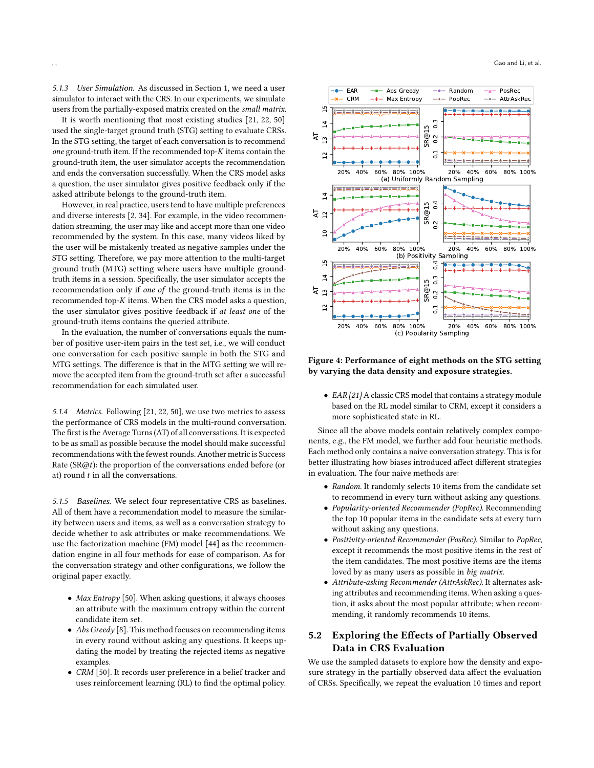#### 5.1.3 User Simulation.

As discussed in Section 1, we need a user simulator to interact with the CRS. In our experiments, we simulate users from the partially-exposed matrix created on the *small matrix*.

It is worth mentioning that most existing studies [21, 22, 50] used the single-target ground truth (STG) setting to evaluate CRSs. In the STG setting, the target of each conversation is to recommend *one* ground-truth item. If the recommended top-$K$ items contain the ground-truth item, the user simulator accepts the recommendation and ends the conversation successfully. When the CRS model asks a question, the user simulator gives positive feedback only if the asked attribute belongs to the ground-truth item.

However, in real practice, users tend to have multiple preferences and diverse interests [2, 34]. For example, in the video recommendation streaming, the user may like and accept more than one video recommended by the system. In this case, many videos liked by the user will be mistakenly treated as negative samples under the STG setting. Therefore, we pay more attention to the multi-target ground truth (MTG) setting where users have multiple ground-truth items in a session. Specifically, the user simulator accepts the recommendation only if *one of* the ground-truth items is in the recommended top-$K$ items. When the CRS model asks a question, the user simulator gives positive feedback if *at least one* of the ground-truth items contains the queried attribute.

In the evaluation, the number of conversations equals the number of positive user-item pairs in the test set, i.e., we will conduct one conversation for each positive sample in both the STG and MTG settings. The difference is that in the MTG setting we will remove the accepted item from the ground-truth set after a successful recommendation for each simulated user.

#### 5.1.4 Metrics.

Following [21, 22, 50], we use two metrics to assess the performance of CRS models in the multi-round conversation. The first is the Average Turns (AT) of all conversations. It is expected to be as small as possible because the model should make successful recommendations with the fewest rounds. Another metric is Success Rate (SR@$t$): the proportion of the conversations ended before (or at) round $t$ in all the conversations.

#### 5.1.5 Baselines.

We select four representative CRS as baselines. All of them have a recommendation model to measure the similarity between users and items, as well as a conversation strategy to decide whether to ask attributes or make recommendations. We use the factorization machine (FM) model [44] as the recommendation engine in all four methods for ease of comparison. As for the conversation strategy and other configurations, we follow the original paper exactly.

- *Max Entropy* [50]. When asking questions, it always chooses an attribute with the maximum entropy within the current candidate item set.
- *Abs Greedy* [8]. This method focuses on recommending items in every round without asking any questions. It keeps updating the model by treating the rejected items as negative examples.
- *CRM* [50]. It records user preference in a belief tracker and uses reinforcement learning (RL) to find the optimal policy.
- *EAR* [21] A classic CRS model that contains a strategy module based on the RL model similar to CRM, except it considers a more sophisticated state in RL.

**Figure 4: Performance of eight methods on the STG setting by varying the data density and exposure strategies.**

Since all the above models contain relatively complex components, e.g., the FM model, we further add four heuristic methods. Each method only contains a naive conversation strategy. This is for better illustrating how biases introduced affect different strategies in evaluation. The four naive methods are:

- *Random.* It randomly selects 10 items from the candidate set to recommend in every turn without asking any questions.
- *Popularity-oriented Recommender (PopRec).* Recommending the top 10 popular items in the candidate sets at every turn without asking any questions.
- *Positivity-oriented Recommender (PosRec).* Similar to *PopRec*, except it recommends the most positive items in the rest of the item candidates. The most positive items are the items loved by as many users as possible in *big matrix*.
- *Attribute-asking Recommender (AttrAskRec).* It alternates asking attributes and recommending items. When asking a question, it asks about the most popular attribute; when recommending, it randomly recommends 10 items.

## 5.2 Exploring the Effects of Partially Observed Data in CRS Evaluation

We use the sampled datasets to explore how the density and exposure strategy in the partially observed data affect the evaluation of CRSs. Specifically, we repeat the evaluation 10 times and report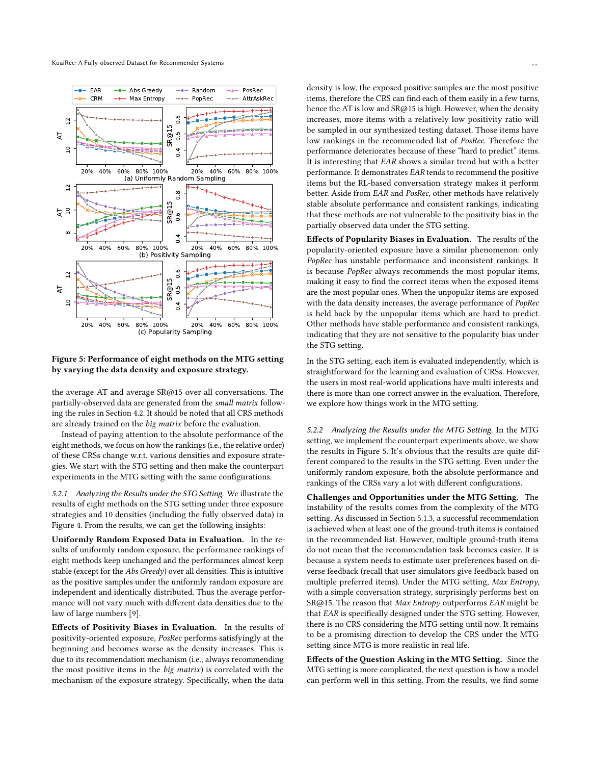Figure 5: Performance of eight methods on the MTG setting by varying the data density and exposure strategy.

the average AT and average SR@15 over all conversations. The partially-observed data are generated from the *small matrix* following the rules in Section 4.2. It should be noted that all CRS methods are already trained on the *big matrix* before the evaluation.

Instead of paying attention to the absolute performance of the eight methods, we focus on how the rankings (i.e., the relative order) of these CRSs change w.r.t. various densities and exposure strategies. We start with the STG setting and then make the counterpart experiments in the MTG setting with the same configurations.

#### 5.2.1 *Analyzing the Results under the STG Setting.*

We illustrate the results of eight methods on the STG setting under three exposure strategies and 10 densities (including the fully observed data) in Figure 4. From the results, we can get the following insights:

**Uniformly Random Exposed Data in Evaluation.** In the results of uniformly random exposure, the performance rankings of eight methods keep unchanged and the performances almost keep stable (except for the *Abs Greedy*) over all densities. This is intuitive as the positive samples under the uniformly random exposure are independent and identically distributed. Thus the average performance will not vary much with different data densities due to the law of large numbers [9].

**Effects of Positivity Biases in Evaluation.** In the results of positivity-oriented exposure, *PosRec* performs satisfyingly at the beginning and becomes worse as the density increases. This is due to its recommendation mechanism (i.e., always recommending the most positive items in the *big matrix*) is correlated with the mechanism of the exposure strategy. Specifically, when the data density is low, the exposed positive samples are the most positive items, therefore the CRS can find each of them easily in a few turns, hence the AT is low and SR@15 is high. However, when the density increases, more items with a relatively low positivity ratio will be sampled in our synthesized testing dataset. Those items have low rankings in the recommended list of *PosRec*. Therefore the performance deteriorates because of these "hard to predict" items. It is interesting that *EAR* shows a similar trend but with a better performance. It demonstrates *EAR* tends to recommend the positive items but the RL-based conversation strategy makes it perform better. Aside from *EAR* and *PosRec*, other methods have relatively stable absolute performance and consistent rankings, indicating that these methods are not vulnerable to the positivity bias in the partially observed data under the STG setting.

**Effects of Popularity Biases in Evaluation.** The results of the popularity-oriented exposure have a similar phenomenon: only *PopRec* has unstable performance and inconsistent rankings. It is because *PopRec* always recommends the most popular items, making it easy to find the correct items when the exposed items are the most popular ones. When the unpopular items are exposed with the data density increases, the average performance of *PopRec* is held back by the unpopular items which are hard to predict. Other methods have stable performance and consistent rankings, indicating that they are not sensitive to the popularity bias under the STG setting.

In the STG setting, each item is evaluated independently, which is straightforward for the learning and evaluation of CRSs. However, the users in most real-world applications have multi interests and there is more than one correct answer in the evaluation. Therefore, we explore how things work in the MTG setting.

#### 5.2.2 *Analyzing the Results under the MTG Setting.*

In the MTG setting, we implement the counterpart experiments above, we show the results in Figure 5. It's obvious that the results are quite different compared to the results in the STG setting. Even under the uniformly random exposure, both the absolute performance and rankings of the CRSs vary a lot with different configurations.

**Challenges and Opportunities under the MTG Setting.** The instability of the results comes from the complexity of the MTG setting. As discussed in Section 5.1.3, a successful recommendation is achieved when at least one of the ground-truth items is contained in the recommended list. However, multiple ground-truth items do not mean that the recommendation task becomes easier. It is because a system needs to estimate user preferences based on diverse feedback (recall that user simulators give feedback based on multiple preferred items). Under the MTG setting, *Max Entropy*, with a simple conversation strategy, surprisingly performs best on SR@15. The reason that *Max Entropy* outperforms *EAR* might be that *EAR* is specifically designed under the STG setting. However, there is no CRS considering the MTG setting until now. It remains to be a promising direction to develop the CRS under the MTG setting since MTG is more realistic in real life.

**Effects of the Question Asking in the MTG Setting.** Since the MTG setting is more complicated, the next question is how a model can perform well in this setting. From the results, we find some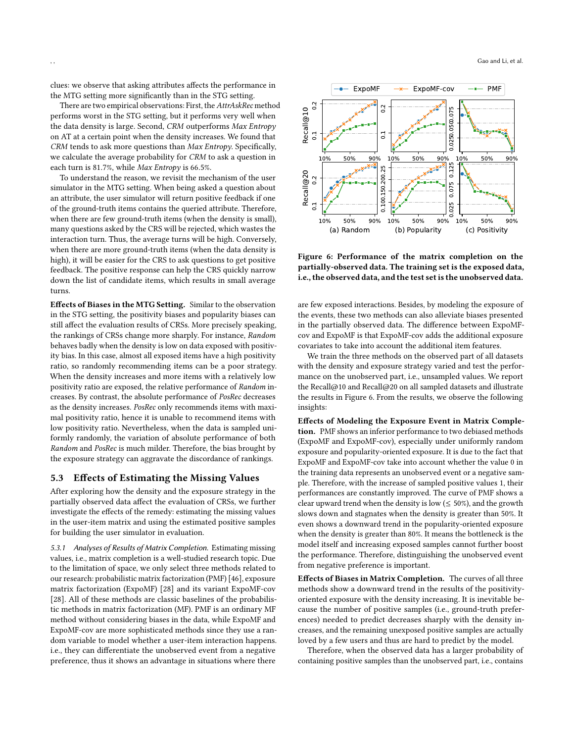clues: we observe that asking attributes affects the performance in the MTG setting more significantly than in the STG setting.

There are two empirical observations: First, the *AttrAskRec* method performs worst in the STG setting, but it performs very well when the data density is large. Second, *CRM* outperforms *Max Entropy* on AT at a certain point when the density increases. We found that *CRM* tends to ask more questions than *Max Entropy*. Specifically, we calculate the average probability for *CRM* to ask a question in each turn is 81.7%, while *Max Entropy* is 66.5%.

To understand the reason, we revisit the mechanism of the user simulator in the MTG setting. When being asked a question about an attribute, the user simulator will return positive feedback if one of the ground-truth items contains the queried attribute. Therefore, when there are few ground-truth items (when the density is small), many questions asked by the CRS will be rejected, which wastes the interaction turn. Thus, the average turns will be high. Conversely, when there are more ground-truth items (when the data density is high), it will be easier for the CRS to ask questions to get positive feedback. The positive response can help the CRS quickly narrow down the list of candidate items, which results in small average turns.

**Effects of Biases in the MTG Setting.** Similar to the observation in the STG setting, the positivity biases and popularity biases can still affect the evaluation results of CRSs. More precisely speaking, the rankings of CRSs change more sharply. For instance, *Random* behaves badly when the density is low on data exposed with positivity bias. In this case, almost all exposed items have a high positivity ratio, so randomly recommending items can be a poor strategy. When the density increases and more items with a relatively low positivity ratio are exposed, the relative performance of *Random* increases. By contrast, the absolute performance of *PosRec* decreases as the density increases. *PosRec* only recommends items with maximal positivity ratio, hence it is unable to recommend items with low positivity ratio. Nevertheless, when the data is sampled uniformly randomly, the variation of absolute performance of both *Random* and *PosRec* is much milder. Therefore, the bias brought by the exposure strategy can aggravate the discordance of rankings.

## 5.3 Effects of Estimating the Missing Values

After exploring how the density and the exposure strategy in the partially observed data affect the evaluation of CRSs, we further investigate the effects of the remedy: estimating the missing values in the user-item matrix and using the estimated positive samples for building the user simulator in evaluation.

*5.3.1 Analyses of Results of Matrix Completion.* Estimating missing values, i.e., matrix completion is a well-studied research topic. Due to the limitation of space, we only select three methods related to our research: probabilistic matrix factorization (PMF) [46], exposure matrix factorization (ExpoMF) [28] and its variant ExpoMF-cov [28]. All of these methods are classic baselines of the probabilistic methods in matrix factorization (MF). PMF is an ordinary MF method without considering biases in the data, while ExpoMF and ExpoMF-cov are more sophisticated methods since they use a random variable to model whether a user-item interaction happens. i.e., they can differentiate the unobserved event from a negative preference, thus it shows an advantage in situations where there are few exposed interactions. Besides, by modeling the exposure of the events, these two methods can also alleviate biases presented in the partially observed data. The difference between ExpoMF-cov and ExpoMF is that ExpoMF-cov adds the additional exposure covariates to take into account the additional item features.

**Figure 6: Performance of the matrix completion on the partially-observed data. The training set is the exposed data, i.e., the observed data, and the test set is the unobserved data.**

We train the three methods on the observed part of all datasets with the density and exposure strategy varied and test the performance on the unobserved part, i.e., unsampled values. We report the Recall@10 and Recall@20 on all sampled datasets and illustrate the results in Figure 6. From the results, we observe the following insights:

**Effects of Modeling the Exposure Event in Matrix Completion.** PMF shows an inferior performance to two debiased methods (ExpoMF and ExpoMF-cov), especially under uniformly random exposure and popularity-oriented exposure. It is due to the fact that ExpoMF and ExpoMF-cov take into account whether the value 0 in the training data represents an unobserved event or a negative sample. Therefore, with the increase of sampled positive values 1, their performances are constantly improved. The curve of PMF shows a clear upward trend when the density is low ($\leq$ 50%), and the growth slows down and stagnates when the density is greater than 50%. It even shows a downward trend in the popularity-oriented exposure when the density is greater than 80%. It means the bottleneck is the model itself and increasing exposed samples cannot further boost the performance. Therefore, distinguishing the unobserved event from negative preference is important.

**Effects of Biases in Matrix Completion.** The curves of all three methods show a downward trend in the results of the positivity-oriented exposure with the density increasing. It is inevitable because the number of positive samples (i.e., ground-truth preferences) needed to predict decreases sharply with the density increases, and the remaining unexposed positive samples are actually loved by a few users and thus are hard to predict by the model.

Therefore, when the observed data has a larger probability of containing positive samples than the unobserved part, i.e., contains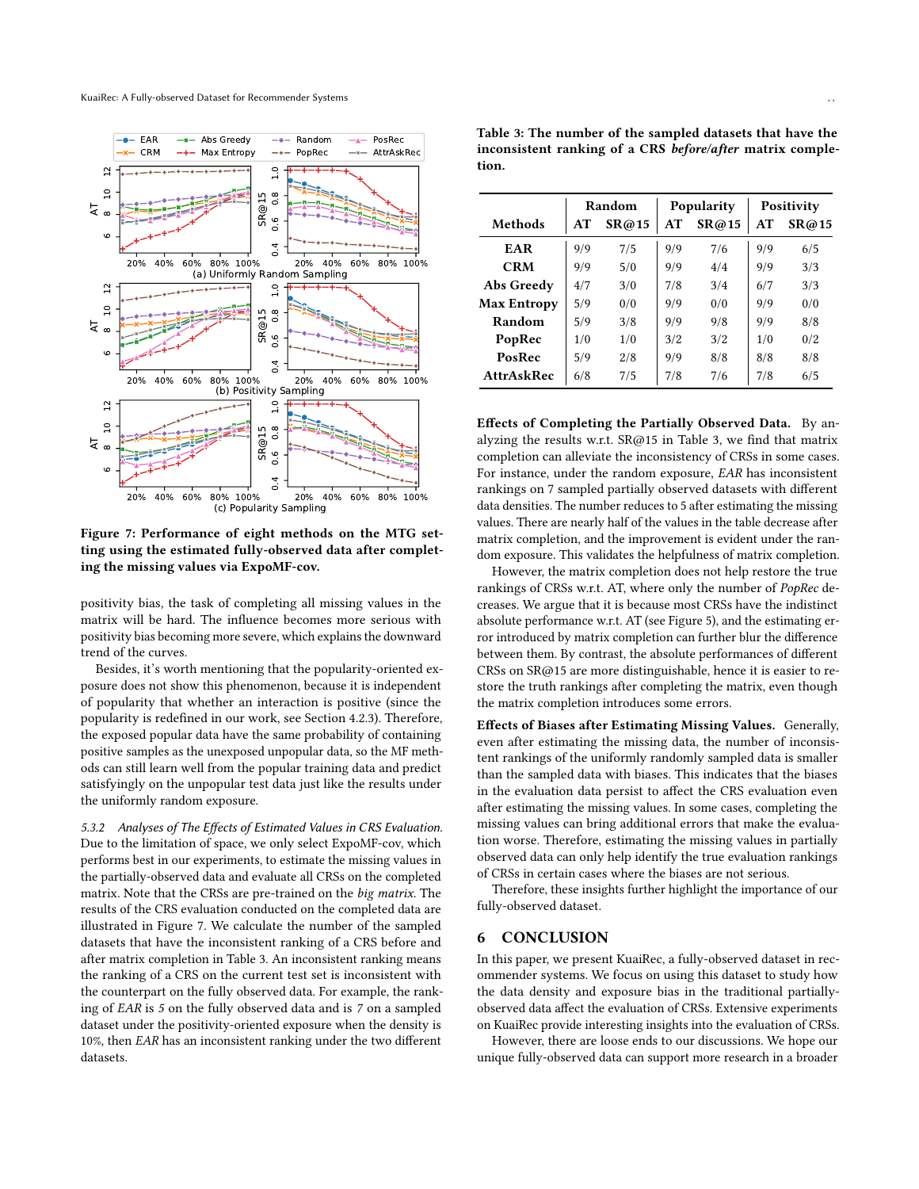**Figure 7: Performance of eight methods on the MTG setting using the estimated fully-observed data after completing the missing values via ExpoMF-cov.**

positivity bias, the task of completing all missing values in the matrix will be hard. The influence becomes more serious with positivity bias becoming more severe, which explains the downward trend of the curves.

Besides, it's worth mentioning that the popularity-oriented exposure does not show this phenomenon, because it is independent of popularity that whether an interaction is positive (since the popularity is redefined in our work, see Section 4.2.3). Therefore, the exposed popular data have the same probability of containing positive samples as the unexposed unpopular data, so the MF methods can still learn well from the popular training data and predict satisfyingly on the unpopular test data just like the results under the uniformly random exposure.

*5.3.2 Analyses of The Effects of Estimated Values in CRS Evaluation.* Due to the limitation of space, we only select ExpoMF-cov, which performs best in our experiments, to estimate the missing values in the partially-observed data and evaluate all CRSs on the completed matrix. Note that the CRSs are pre-trained on the *big matrix*. The results of the CRS evaluation conducted on the completed data are illustrated in Figure 7. We calculate the number of the sampled datasets that have the inconsistent ranking of a CRS before and after matrix completion in Table 3. An inconsistent ranking means the ranking of a CRS on the current test set is inconsistent with the counterpart on the fully observed data. For example, the ranking of *EAR* is 5 on the fully observed data and is 7 on a sampled dataset under the positivity-oriented exposure when the density is 10%, then *EAR* has an inconsistent ranking under the two different datasets.

**Table 3: The number of the sampled datasets that have the inconsistent ranking of a CRS *before/after* matrix completion.**

| Methods | Random | | Popularity | | Positivity | |
|---|---|---|---|---|---|---|
| | AT | SR@15 | AT | SR@15 | AT | SR@15 |
| **EAR** | 9/9 | 7/5 | 9/9 | 7/6 | 9/9 | 6/5 |
| **CRM** | 9/9 | 5/0 | 9/9 | 4/4 | 9/9 | 3/3 |
| **Abs Greedy** | 4/7 | 3/0 | 7/8 | 3/4 | 6/7 | 3/3 |
| **Max Entropy** | 5/9 | 0/0 | 9/9 | 0/0 | 9/9 | 0/0 |
| **Random** | 5/9 | 3/8 | 9/9 | 9/8 | 9/9 | 8/8 |
| **PopRec** | 1/0 | 1/0 | 3/2 | 3/2 | 1/0 | 0/2 |
| **PosRec** | 5/9 | 2/8 | 9/9 | 8/8 | 8/8 | 8/8 |
| **AttrAskRec** | 6/8 | 7/5 | 7/8 | 7/6 | 7/8 | 6/5 |

**Effects of Completing the Partially Observed Data.** By analyzing the results w.r.t. SR@15 in Table 3, we find that matrix completion can alleviate the inconsistency of CRSs in some cases. For instance, under the random exposure, *EAR* has inconsistent rankings on 7 sampled partially observed datasets with different data densities. The number reduces to 5 after estimating the missing values. There are nearly half of the values in the table decrease after matrix completion, and the improvement is evident under the random exposure. This validates the helpfulness of matrix completion.

However, the matrix completion does not help restore the true rankings of CRSs w.r.t. AT, where only the number of *PopRec* decreases. We argue that it is because most CRSs have the indistinct absolute performance w.r.t. AT (see Figure 5), and the estimating error introduced by matrix completion can further blur the difference between them. By contrast, the absolute performances of different CRSs on SR@15 are more distinguishable, hence it is easier to restore the truth rankings after completing the matrix, even though the matrix completion introduces some errors.

**Effects of Biases after Estimating Missing Values.** Generally, even after estimating the missing data, the number of inconsistent rankings of the uniformly randomly sampled data is smaller than the sampled data with biases. This indicates that the biases in the evaluation data persist to affect the CRS evaluation even after estimating the missing values. In some cases, completing the missing values can bring additional errors that make the evaluation worse. Therefore, estimating the missing values in partially observed data can only help identify the true evaluation rankings of CRSs in certain cases where the biases are not serious.

Therefore, these insights further highlight the importance of our fully-observed dataset.

## 6 CONCLUSION

In this paper, we present KuaiRec, a fully-observed dataset in recommender systems. We focus on using this dataset to study how the data density and exposure bias in the traditional partially-observed data affect the evaluation of CRSs. Extensive experiments on KuaiRec provide interesting insights into the evaluation of CRSs.

However, there are loose ends to our discussions. We hope our unique fully-observed data can support more research in a broader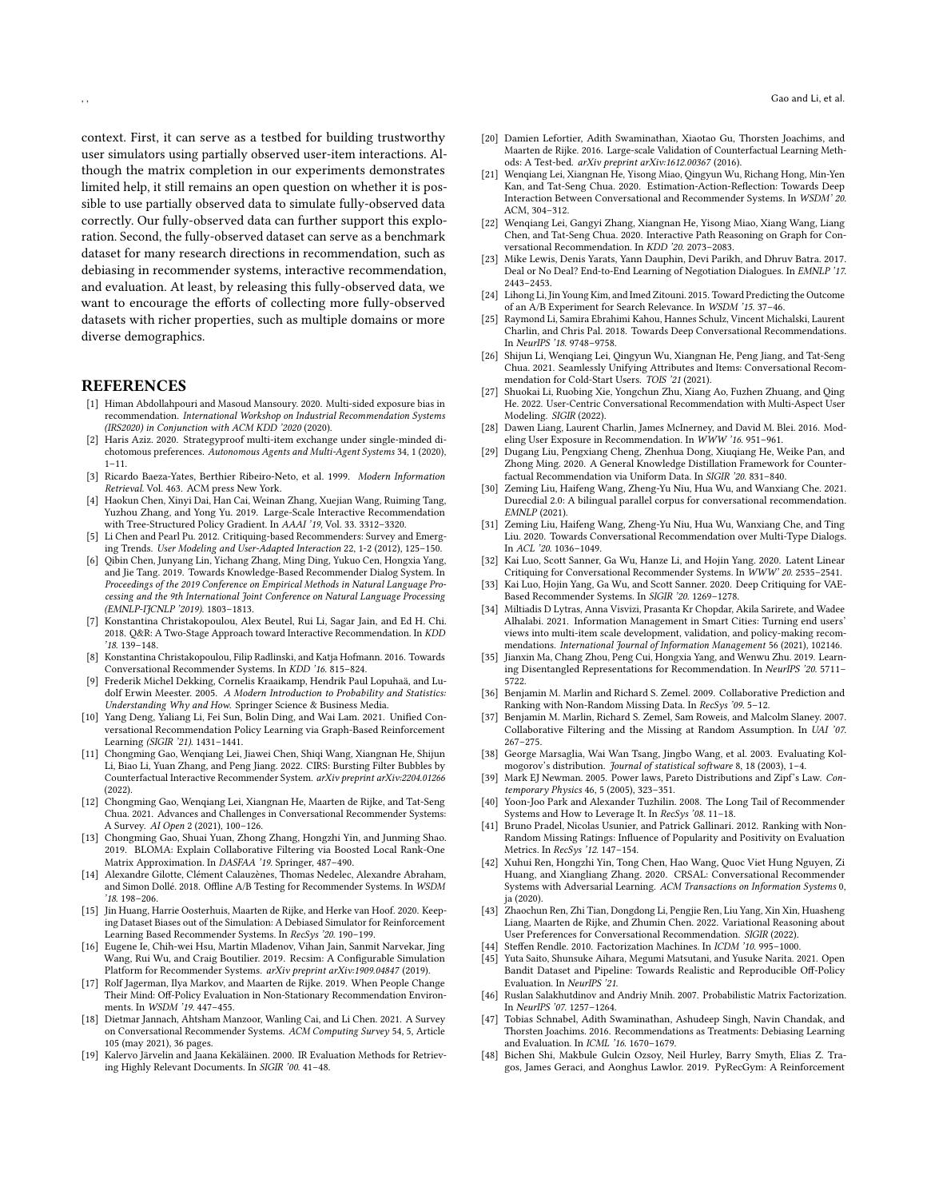context. First, it can serve as a testbed for building trustworthy user simulators using partially observed user-item interactions. Although the matrix completion in our experiments demonstrates limited help, it still remains an open question on whether it is possible to use partially observed data to simulate fully-observed data correctly. Our fully-observed data can further support this exploration. Second, the fully-observed dataset can serve as a benchmark dataset for many research directions in recommendation, such as debiasing in recommender systems, interactive recommendation, and evaluation. At least, by releasing this fully-observed data, we want to encourage the efforts of collecting more fully-observed datasets with richer properties, such as multiple domains or more diverse demographics.

## REFERENCES

- [1] Himan Abdollahpouri and Masoud Mansoury. 2020. Multi-sided exposure bias in recommendation. *International Workshop on Industrial Recommendation Systems (IRS2020) in Conjunction with ACM KDD '2020* (2020).
- [2] Haris Aziz. 2020. Strategyproof multi-item exchange under single-minded dichotomous preferences. *Autonomous Agents and Multi-Agent Systems* 34, 1 (2020), 1–11.
- [3] Ricardo Baeza-Yates, Berthier Ribeiro-Neto, et al. 1999. *Modern Information Retrieval.* Vol. 463. ACM press New York.
- [4] Haokun Chen, Xinyi Dai, Han Cai, Weinan Zhang, Xuejian Wang, Ruiming Tang, Yuzhou Zhang, and Yong Yu. 2019. Large-Scale Interactive Recommendation with Tree-Structured Policy Gradient. In *AAAI '19*, Vol. 33. 3312–3320.
- [5] Li Chen and Pearl Pu. 2012. Critiquing-based Recommenders: Survey and Emerging Trends. *User Modeling and User-Adapted Interaction* 22, 1-2 (2012), 125–150.
- [6] Qibin Chen, Junyang Lin, Yichang Zhang, Ming Ding, Yukuo Cen, Hongxia Yang, and Jie Tang. 2019. Towards Knowledge-Based Recommender Dialog System. In *Proceedings of the 2019 Conference on Empirical Methods in Natural Language Processing and the 9th International Joint Conference on Natural Language Processing (EMNLP-IJCNLP '2019).* 1803–1813.
- [7] Konstantina Christakopoulou, Alex Beutel, Rui Li, Sagar Jain, and Ed H. Chi. 2018. Q&R: A Two-Stage Approach toward Interactive Recommendation. In *KDD '18.* 139–148.
- [8] Konstantina Christakopoulou, Filip Radlinski, and Katja Hofmann. 2016. Towards Conversational Recommender Systems. In *KDD '16.* 815–824.
- [9] Frederik Michel Dekking, Cornelis Kraaikamp, Hendrik Paul Lopuhaä, and Ludolf Erwin Meester. 2005. *A Modern Introduction to Probability and Statistics: Understanding Why and How.* Springer Science & Business Media.
- [10] Yang Deng, Yaliang Li, Fei Sun, Bolin Ding, and Wai Lam. 2021. Unified Conversational Recommendation Policy Learning via Graph-Based Reinforcement Learning *(SIGIR '21).* 1431–1441.
- [11] Chongming Gao, Wenqiang Lei, Jiawei Chen, Shiqi Wang, Xiangnan He, Shijun Li, Biao Li, Yuan Zhang, and Peng Jiang. 2022. CIRS: Bursting Filter Bubbles by Counterfactual Interactive Recommender System. *arXiv preprint arXiv:2204.01266* (2022).
- [12] Chongming Gao, Wenqiang Lei, Xiangnan He, Maarten de Rijke, and Tat-Seng Chua. 2021. Advances and Challenges in Conversational Recommender Systems: A Survey. *AI Open* 2 (2021), 100–126.
- [13] Chongming Gao, Shuai Yuan, Zhong Zhang, Hongzhi Yin, and Junming Shao. 2019. BLOMA: Explain Collaborative Filtering via Boosted Local Rank-One Matrix Approximation. In *DASFAA '19.* Springer, 487–490.
- [14] Alexandre Gilotte, Clément Calauzènes, Thomas Nedelec, Alexandre Abraham, and Simon Dollé. 2018. Offline A/B Testing for Recommender Systems. In *WSDM '18.* 198–206.
- [15] Jin Huang, Harrie Oosterhuis, Maarten de Rijke, and Herke van Hoof. 2020. Keeping Dataset Biases out of the Simulation: A Debiased Simulator for Reinforcement Learning Based Recommender Systems. In *RecSys '20.* 190–199.
- [16] Eugene Ie, Chih-wei Hsu, Martin Mladenov, Vihan Jain, Sanmit Narvekar, Jing Wang, Rui Wu, and Craig Boutilier. 2019. Recsim: A Configurable Simulation Platform for Recommender Systems. *arXiv preprint arXiv:1909.04847* (2019).
- [17] Rolf Jagerman, Ilya Markov, and Maarten de Rijke. 2019. When People Change Their Mind: Off-Policy Evaluation in Non-Stationary Recommendation Environments. In *WSDM '19.* 447–455.
- [18] Dietmar Jannach, Ahtsham Manzoor, Wanling Cai, and Li Chen. 2021. A Survey on Conversational Recommender Systems. *ACM Computing Survey* 54, 5, Article 105 (may 2021), 36 pages.
- [19] Kalervo Järvelin and Jaana Kekäläinen. 2000. IR Evaluation Methods for Retrieving Highly Relevant Documents. In *SIGIR '00.* 41–48.
- [20] Damien Lefortier, Adith Swaminathan, Xiaotao Gu, Thorsten Joachims, and Maarten de Rijke. 2016. Large-scale Validation of Counterfactual Learning Methods: A Test-bed. *arXiv preprint arXiv:1612.00367* (2016).
- [21] Wenqiang Lei, Xiangnan He, Yisong Miao, Qingyun Wu, Richang Hong, Min-Yen Kan, and Tat-Seng Chua. 2020. Estimation-Action-Reflection: Towards Deep Interaction Between Conversational and Recommender Systems. In *WSDM' 20.* ACM, 304–312.
- [22] Wenqiang Lei, Gangyi Zhang, Xiangnan He, Yisong Miao, Xiang Wang, Liang Chen, and Tat-Seng Chua. 2020. Interactive Path Reasoning on Graph for Conversational Recommendation. In *KDD '20.* 2073–2083.
- [23] Mike Lewis, Denis Yarats, Yann Dauphin, Devi Parikh, and Dhruv Batra. 2017. Deal or No Deal? End-to-End Learning of Negotiation Dialogues. In *EMNLP '17.* 2443–2453.
- [24] Lihong Li, Jin Young Kim, and Imed Zitouni. 2015. Toward Predicting the Outcome of an A/B Experiment for Search Relevance. In *WSDM '15.* 37–46.
- [25] Raymond Li, Samira Ebrahimi Kahou, Hannes Schulz, Vincent Michalski, Laurent Charlin, and Chris Pal. 2018. Towards Deep Conversational Recommendations. In *NeurIPS '18.* 9748–9758.
- [26] Shijun Li, Wenqiang Lei, Qingyun Wu, Xiangnan He, Peng Jiang, and Tat-Seng Chua. 2021. Seamlessly Unifying Attributes and Items: Conversational Recommendation for Cold-Start Users. *TOIS '21* (2021).
- [27] Shuokai Li, Ruobing Xie, Yongchun Zhu, Xiang Ao, Fuzhen Zhuang, and Qing He. 2022. User-Centric Conversational Recommendation with Multi-Aspect User Modeling. *SIGIR* (2022).
- [28] Dawen Liang, Laurent Charlin, James McInerney, and David M. Blei. 2016. Modeling User Exposure in Recommendation. In *WWW '16.* 951–961.
- [29] Dugang Liu, Pengxiang Cheng, Zhenhua Dong, Xiuqiang He, Weike Pan, and Zhong Ming. 2020. A General Knowledge Distillation Framework for Counterfactual Recommendation via Uniform Data. In *SIGIR '20.* 831–840.
- [30] Zeming Liu, Haifeng Wang, Zheng-Yu Niu, Hua Wu, and Wanxiang Che. 2021. Durecdial 2.0: A bilingual parallel corpus for conversational recommendation. *EMNLP* (2021).
- [31] Zeming Liu, Haifeng Wang, Zheng-Yu Niu, Hua Wu, Wanxiang Che, and Ting Liu. 2020. Towards Conversational Recommendation over Multi-Type Dialogs. In *ACL '20.* 1036–1049.
- [32] Kai Luo, Scott Sanner, Ga Wu, Hanze Li, and Hojin Yang. 2020. Latent Linear Critiquing for Conversational Recommender Systems. In *WWW' 20.* 2535–2541.
- [33] Kai Luo, Hojin Yang, Ga Wu, and Scott Sanner. 2020. Deep Critiquing for VAE-Based Recommender Systems. In *SIGIR '20.* 1269–1278.
- [34] Miltiadis D Lytras, Anna Visvizi, Prasanta Kr Chopdar, Akila Sarirete, and Wadee Alhalabi. 2021. Information Management in Smart Cities: Turning end users' views into multi-item scale development, validation, and policy-making recommendations. *International Journal of Information Management* 56 (2021), 102146.
- [35] Jianxin Ma, Chang Zhou, Peng Cui, Hongxia Yang, and Wenwu Zhu. 2019. Learning Disentangled Representations for Recommendation. In *NeurIPS '20.* 5711–5722.
- [36] Benjamin M. Marlin and Richard S. Zemel. 2009. Collaborative Prediction and Ranking with Non-Random Missing Data. In *RecSys '09.* 5–12.
- [37] Benjamin M. Marlin, Richard S. Zemel, Sam Roweis, and Malcolm Slaney. 2007. Collaborative Filtering and the Missing at Random Assumption. In *UAI '07.* 267–275.
- [38] George Marsaglia, Wai Wan Tsang, Jingbo Wang, et al. 2003. Evaluating Kolmogorov's distribution. *Journal of statistical software* 8, 18 (2003), 1–4.
- [39] Mark EJ Newman. 2005. Power laws, Pareto Distributions and Zipf's Law. *Contemporary Physics* 46, 5 (2005), 323–351.
- [40] Yoon-Joo Park and Alexander Tuzhilin. 2008. The Long Tail of Recommender Systems and How to Leverage It. In *RecSys '08.* 11–18.
- [41] Bruno Pradel, Nicolas Usunier, and Patrick Gallinari. 2012. Ranking with Non-Random Missing Ratings: Influence of Popularity and Positivity on Evaluation Metrics. In *RecSys '12.* 147–154.
- [42] Xuhui Ren, Hongzhi Yin, Tong Chen, Hao Wang, Quoc Viet Hung Nguyen, Zi Huang, and Xiangliang Zhang. 2020. CRSAL: Conversational Recommender Systems with Adversarial Learning. *ACM Transactions on Information Systems* 0, ja (2020).
- [43] Zhaochun Ren, Zhi Tian, Dongdong Li, Pengjie Ren, Liu Yang, Xin Xin, Huasheng Liang, Maarten de Rijke, and Zhumin Chen. 2022. Variational Reasoning about User Preferences for Conversational Recommendation. *SIGIR* (2022).
- [44] Steffen Rendle. 2010. Factorization Machines. In *ICDM '10.* 995–1000.
- [45] Yuta Saito, Shunsuke Aihara, Megumi Matsutani, and Yusuke Narita. 2021. Open Bandit Dataset and Pipeline: Towards Realistic and Reproducible Off-Policy Evaluation. In *NeurIPS '21.*
- [46] Ruslan Salakhutdinov and Andriy Mnih. 2007. Probabilistic Matrix Factorization. In *NeurIPS '07.* 1257–1264.
- [47] Tobias Schnabel, Adith Swaminathan, Ashudeep Singh, Navin Chandak, and Thorsten Joachims. 2016. Recommendations as Treatments: Debiasing Learning and Evaluation. In *ICML '16.* 1670–1679.
- [48] Bichen Shi, Makbule Gulcin Ozsoy, Neil Hurley, Barry Smyth, Elias Z. Tragos, James Geraci, and Aonghus Lawlor. 2019. PyRecGym: A Reinforcement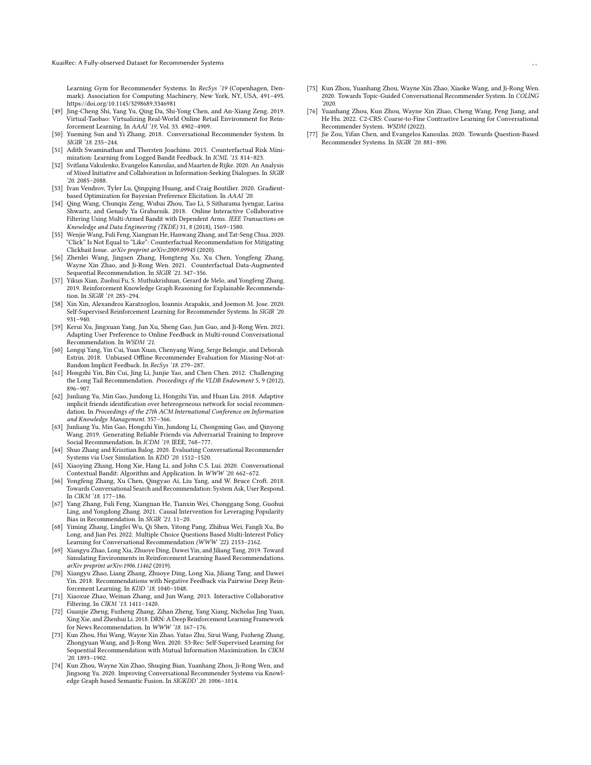Learning Gym for Recommender Systems. In *RecSys '19* (Copenhagen, Denmark). Association for Computing Machinery, New York, NY, USA, 491–495. https://doi.org/10.1145/3298689.3346981

[49] Jing-Cheng Shi, Yang Yu, Qing Da, Shi-Yong Chen, and An-Xiang Zeng. 2019. Virtual-Taobao: Virtualizing Real-World Online Retail Environment for Reinforcement Learning. In *AAAI '19*, Vol. 33. 4902–4909.

[50] Yueming Sun and Yi Zhang. 2018. Conversational Recommender System. In *SIGIR '18*. 235–244.

[51] Adith Swaminathan and Thorsten Joachims. 2015. Counterfactual Risk Minimization: Learning from Logged Bandit Feedback. In *ICML '15*. 814–823.

[52] Svitlana Vakulenko, Evangelos Kanoulas, and Maarten de Rijke. 2020. An Analysis of Mixed Initiative and Collaboration in Information-Seeking Dialogues. In *SIGIR '20*. 2085–2088.

[53] Ivan Vendrov, Tyler Lu, Qingqing Huang, and Craig Boutilier. 2020. Gradient-based Optimization for Bayesian Preference Elicitation. In *AAAI '20*.

[54] Qing Wang, Chunqiu Zeng, Wubai Zhou, Tao Li, S Sitharama Iyengar, Larisa Shwartz, and Genady Ya Grabarnik. 2018. Online Interactive Collaborative Filtering Using Multi-Armed Bandit with Dependent Arms. *IEEE Transactions on Knowledge and Data Engineering (TKDE)* 31, 8 (2018), 1569–1580.

[55] Wenjie Wang, Fuli Feng, Xiangnan He, Hanwang Zhang, and Tat-Seng Chua. 2020. "Click" Is Not Equal to "Like": Counterfactual Recommendation for Mitigating Clickbait Issue. *arXiv preprint arXiv:2009.09945* (2020).

[56] Zhenlei Wang, Jingsen Zhang, Hongteng Xu, Xu Chen, Yongfeng Zhang, Wayne Xin Zhao, and Ji-Rong Wen. 2021. Counterfactual Data-Augmented Sequential Recommendation. In *SIGIR '21*. 347–356.

[57] Yikun Xian, Zuohui Fu, S. Muthukrishnan, Gerard de Melo, and Yongfeng Zhang. 2019. Reinforcement Knowledge Graph Reasoning for Explainable Recommendation. In *SIGIR '19*. 285–294.

[58] Xin Xin, Alexandros Karatzoglou, Ioannis Arapakis, and Joemon M. Jose. 2020. Self-Supervised Reinforcement Learning for Recommender Systems. In *SIGIR '20*. 931–940.

[59] Kerui Xu, Jingxuan Yang, Jun Xu, Sheng Gao, Jun Guo, and Ji-Rong Wen. 2021. Adapting User Preference to Online Feedback in Multi-round Conversational Recommendation. In *WSDM '21*.

[60] Longqi Yang, Yin Cui, Yuan Xuan, Chenyang Wang, Serge Belongie, and Deborah Estrin. 2018. Unbiased Offline Recommender Evaluation for Missing-Not-at-Random Implicit Feedback. In *RecSys '18*. 279–287.

[61] Hongzhi Yin, Bin Cui, Jing Li, Junjie Yao, and Chen Chen. 2012. Challenging the Long Tail Recommendation. *Proceedings of the VLDB Endowment* 5, 9 (2012), 896–907.

[62] Junliang Yu, Min Gao, Jundong Li, Hongzhi Yin, and Huan Liu. 2018. Adaptive implicit friends identification over heterogeneous network for social recommendation. In *Proceedings of the 27th ACM International Conference on Information and Knowledge Management*. 357–366.

[63] Junliang Yu, Min Gao, Hongzhi Yin, Jundong Li, Chongming Gao, and Qinyong Wang. 2019. Generating Reliable Friends via Adversarial Training to Improve Social Recommendation. In *ICDM '19*. IEEE, 768–777.

[64] Shuo Zhang and Krisztian Balog. 2020. Evaluating Conversational Recommender Systems via User Simulation. In *KDD '20*. 1512–1520.

[65] Xiaoying Zhang, Hong Xie, Hang Li, and John C.S. Lui. 2020. Conversational Contextual Bandit: Algorithm and Application. In *WWW '20*. 662–672.

[66] Yongfeng Zhang, Xu Chen, Qingyao Ai, Liu Yang, and W. Bruce Croft. 2018. Towards Conversational Search and Recommendation: System Ask, User Respond. In *CIKM '18*. 177–186.

[67] Yang Zhang, Fuli Feng, Xiangnan He, Tianxin Wei, Chonggang Song, Guohui Ling, and Yongdong Zhang. 2021. Causal Intervention for Leveraging Popularity Bias in Recommendation. In *SIGIR '21*. 11–20.

[68] Yiming Zhang, Lingfei Wu, Qi Shen, Yitong Pang, Zhihua Wei, Fangli Xu, Bo Long, and Jian Pei. 2022. Multiple Choice Questions Based Multi-Interest Policy Learning for Conversational Recommendation *(WWW '22)*. 2153–2162.

[69] Xiangyu Zhao, Long Xia, Zhuoye Ding, Dawei Yin, and Jiliang Tang. 2019. Toward Simulating Environments in Reinforcement Learning Based Recommendations. *arXiv preprint arXiv:1906.11462* (2019).

[70] Xiangyu Zhao, Liang Zhang, Zhuoye Ding, Long Xia, Jiliang Tang, and Dawei Yin. 2018. Recommendations with Negative Feedback via Pairwise Deep Reinforcement Learning. In *KDD '18*. 1040–1048.

[71] Xiaoxue Zhao, Weinan Zhang, and Jun Wang. 2013. Interactive Collaborative Filtering. In *CIKM '13*. 1411–1420.

[72] Guanjie Zheng, Fuzheng Zhang, Zihan Zheng, Yang Xiang, Nicholas Jing Yuan, Xing Xie, and Zhenhui Li. 2018. DRN: A Deep Reinforcement Learning Framework for News Recommendation. In *WWW '18*. 167–176.

[73] Kun Zhou, Hui Wang, Wayne Xin Zhao, Yutao Zhu, Sirui Wang, Fuzheng Zhang, Zhongyuan Wang, and Ji-Rong Wen. 2020. S3-Rec: Self-Supervised Learning for Sequential Recommendation with Mutual Information Maximization. In *CIKM '20*. 1893–1902.

[74] Kun Zhou, Wayne Xin Zhao, Shuqing Bian, Yuanhang Zhou, Ji-Rong Wen, and Jingsong Yu. 2020. Improving Conversational Recommender Systems via Knowledge Graph based Semantic Fusion. In *SIGKDD' 20*. 1006–1014.

[75] Kun Zhou, Yuanhang Zhou, Wayne Xin Zhao, Xiaoke Wang, and Ji-Rong Wen. 2020. Towards Topic-Guided Conversational Recommender System. In *COLING '2020*.

[76] Yuanhang Zhou, Kun Zhou, Wayne Xin Zhao, Cheng Wang, Peng Jiang, and He Hu. 2022. C2-CRS: Coarse-to-Fine Contrastive Learning for Conversational Recommender System. *WSDM* (2022).

[77] Jie Zou, Yifan Chen, and Evangelos Kanoulas. 2020. Towards Question-Based Recommender Systems. In *SIGIR '20*. 881–890.